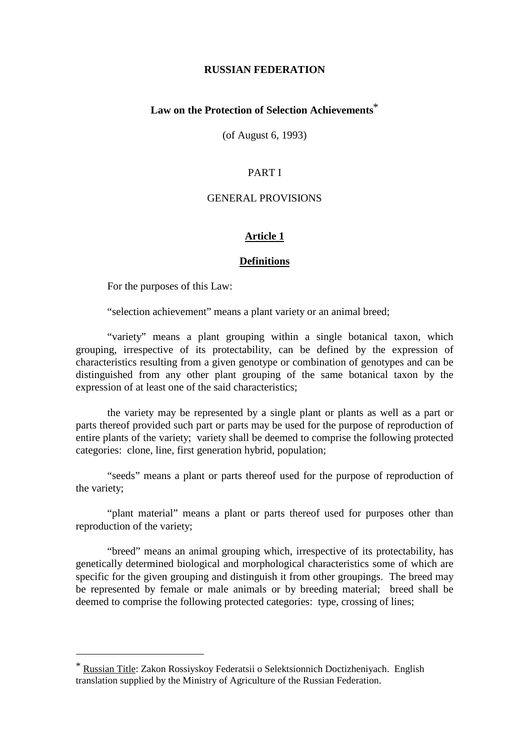# RUSSIAN FEDERATION

## Law on the Protection of Selection Achievements*

(of August 6, 1993)

PART I

GENERAL PROVISIONS

### Article 1

### Definitions

For the purposes of this Law:

"selection achievement" means a plant variety or an animal breed;

"variety" means a plant grouping within a single botanical taxon, which grouping, irrespective of its protectability, can be defined by the expression of characteristics resulting from a given genotype or combination of genotypes and can be distinguished from any other plant grouping of the same botanical taxon by the expression of at least one of the said characteristics;

the variety may be represented by a single plant or plants as well as a part or parts thereof provided such part or parts may be used for the purpose of reproduction of entire plants of the variety; variety shall be deemed to comprise the following protected categories: clone, line, first generation hybrid, population;

"seeds" means a plant or parts thereof used for the purpose of reproduction of the variety;

"plant material" means a plant or parts thereof used for purposes other than reproduction of the variety;

"breed" means an animal grouping which, irrespective of its protectability, has genetically determined biological and morphological characteristics some of which are specific for the given grouping and distinguish it from other groupings. The breed may be represented by female or male animals or by breeding material; breed shall be deemed to comprise the following protected categories: type, crossing of lines;

---

* Russian Title: Zakon Rossiyskoy Federatsii o Selektsionnich Doctizheniyach. English translation supplied by the Ministry of Agriculture of the Russian Federation.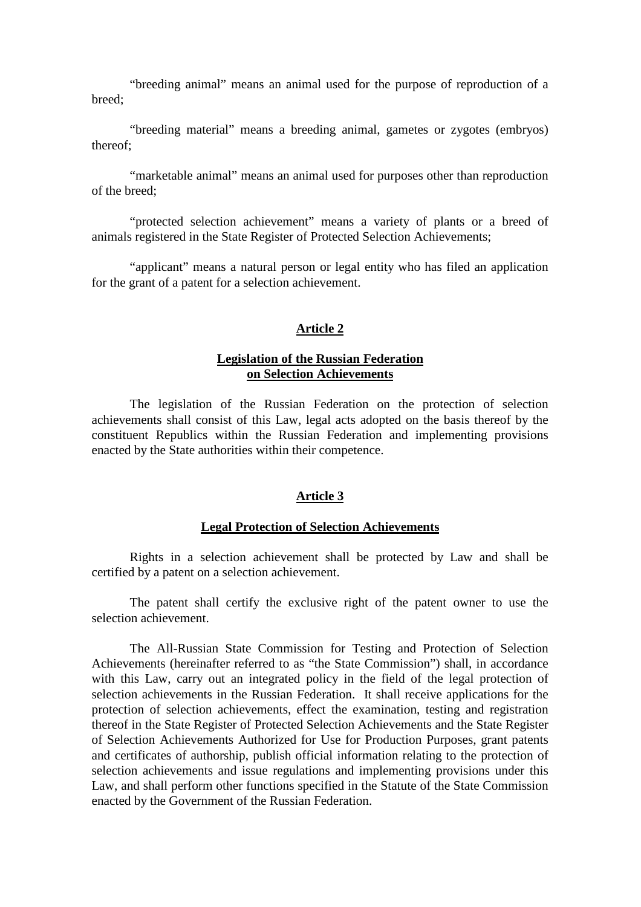"breeding animal" means an animal used for the purpose of reproduction of a breed;

"breeding material" means a breeding animal, gametes or zygotes (embryos) thereof;

"marketable animal" means an animal used for purposes other than reproduction of the breed;

"protected selection achievement" means a variety of plants or a breed of animals registered in the State Register of Protected Selection Achievements;

"applicant" means a natural person or legal entity who has filed an application for the grant of a patent for a selection achievement.

## Article 2

### Legislation of the Russian Federation on Selection Achievements

The legislation of the Russian Federation on the protection of selection achievements shall consist of this Law, legal acts adopted on the basis thereof by the constituent Republics within the Russian Federation and implementing provisions enacted by the State authorities within their competence.

## Article 3

### Legal Protection of Selection Achievements

Rights in a selection achievement shall be protected by Law and shall be certified by a patent on a selection achievement.

The patent shall certify the exclusive right of the patent owner to use the selection achievement.

The All-Russian State Commission for Testing and Protection of Selection Achievements (hereinafter referred to as "the State Commission") shall, in accordance with this Law, carry out an integrated policy in the field of the legal protection of selection achievements in the Russian Federation. It shall receive applications for the protection of selection achievements, effect the examination, testing and registration thereof in the State Register of Protected Selection Achievements and the State Register of Selection Achievements Authorized for Use for Production Purposes, grant patents and certificates of authorship, publish official information relating to the protection of selection achievements and issue regulations and implementing provisions under this Law, and shall perform other functions specified in the Statute of the State Commission enacted by the Government of the Russian Federation.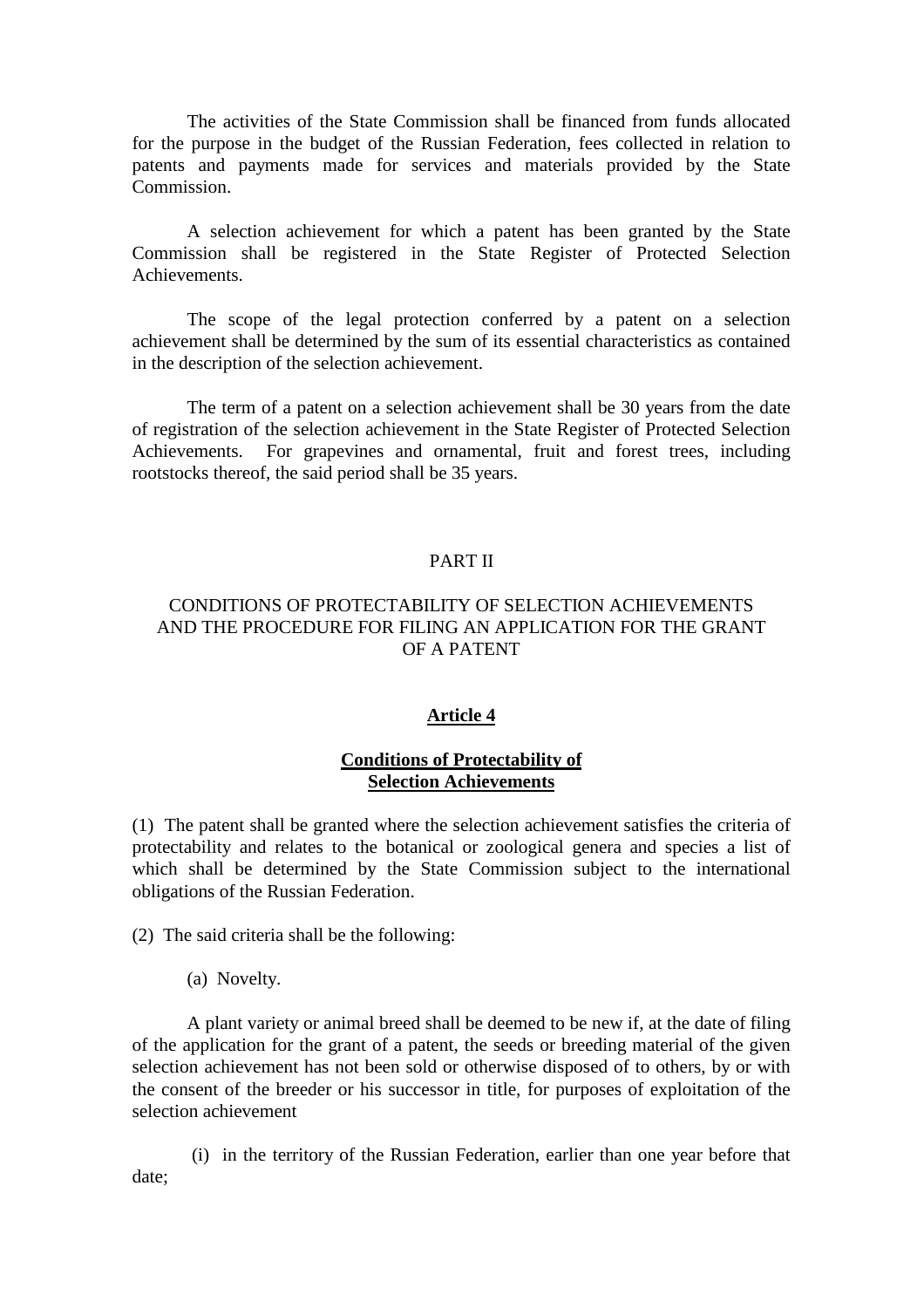The activities of the State Commission shall be financed from funds allocated for the purpose in the budget of the Russian Federation, fees collected in relation to patents and payments made for services and materials provided by the State Commission.

A selection achievement for which a patent has been granted by the State Commission shall be registered in the State Register of Protected Selection Achievements.

The scope of the legal protection conferred by a patent on a selection achievement shall be determined by the sum of its essential characteristics as contained in the description of the selection achievement.

The term of a patent on a selection achievement shall be 30 years from the date of registration of the selection achievement in the State Register of Protected Selection Achievements. For grapevines and ornamental, fruit and forest trees, including rootstocks thereof, the said period shall be 35 years.

# PART II

# CONDITIONS OF PROTECTABILITY OF SELECTION ACHIEVEMENTS AND THE PROCEDURE FOR FILING AN APPLICATION FOR THE GRANT OF A PATENT

## Article 4

### Conditions of Protectability of Selection Achievements

(1) The patent shall be granted where the selection achievement satisfies the criteria of protectability and relates to the botanical or zoological genera and species a list of which shall be determined by the State Commission subject to the international obligations of the Russian Federation.

(2) The said criteria shall be the following:

(a) Novelty.

A plant variety or animal breed shall be deemed to be new if, at the date of filing of the application for the grant of a patent, the seeds or breeding material of the given selection achievement has not been sold or otherwise disposed of to others, by or with the consent of the breeder or his successor in title, for purposes of exploitation of the selection achievement

(i) in the territory of the Russian Federation, earlier than one year before that date;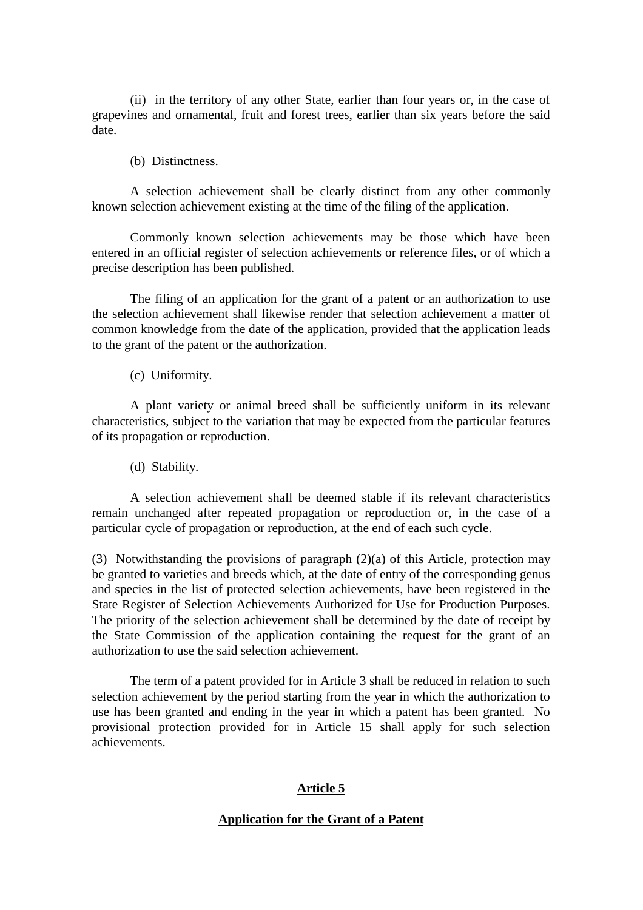(ii) in the territory of any other State, earlier than four years or, in the case of grapevines and ornamental, fruit and forest trees, earlier than six years before the said date.

(b) Distinctness.

A selection achievement shall be clearly distinct from any other commonly known selection achievement existing at the time of the filing of the application.

Commonly known selection achievements may be those which have been entered in an official register of selection achievements or reference files, or of which a precise description has been published.

The filing of an application for the grant of a patent or an authorization to use the selection achievement shall likewise render that selection achievement a matter of common knowledge from the date of the application, provided that the application leads to the grant of the patent or the authorization.

(c) Uniformity.

A plant variety or animal breed shall be sufficiently uniform in its relevant characteristics, subject to the variation that may be expected from the particular features of its propagation or reproduction.

(d) Stability.

A selection achievement shall be deemed stable if its relevant characteristics remain unchanged after repeated propagation or reproduction or, in the case of a particular cycle of propagation or reproduction, at the end of each such cycle.

(3) Notwithstanding the provisions of paragraph (2)(a) of this Article, protection may be granted to varieties and breeds which, at the date of entry of the corresponding genus and species in the list of protected selection achievements, have been registered in the State Register of Selection Achievements Authorized for Use for Production Purposes. The priority of the selection achievement shall be determined by the date of receipt by the State Commission of the application containing the request for the grant of an authorization to use the said selection achievement.

The term of a patent provided for in Article 3 shall be reduced in relation to such selection achievement by the period starting from the year in which the authorization to use has been granted and ending in the year in which a patent has been granted. No provisional protection provided for in Article 15 shall apply for such selection achievements.

## Article 5

## Application for the Grant of a Patent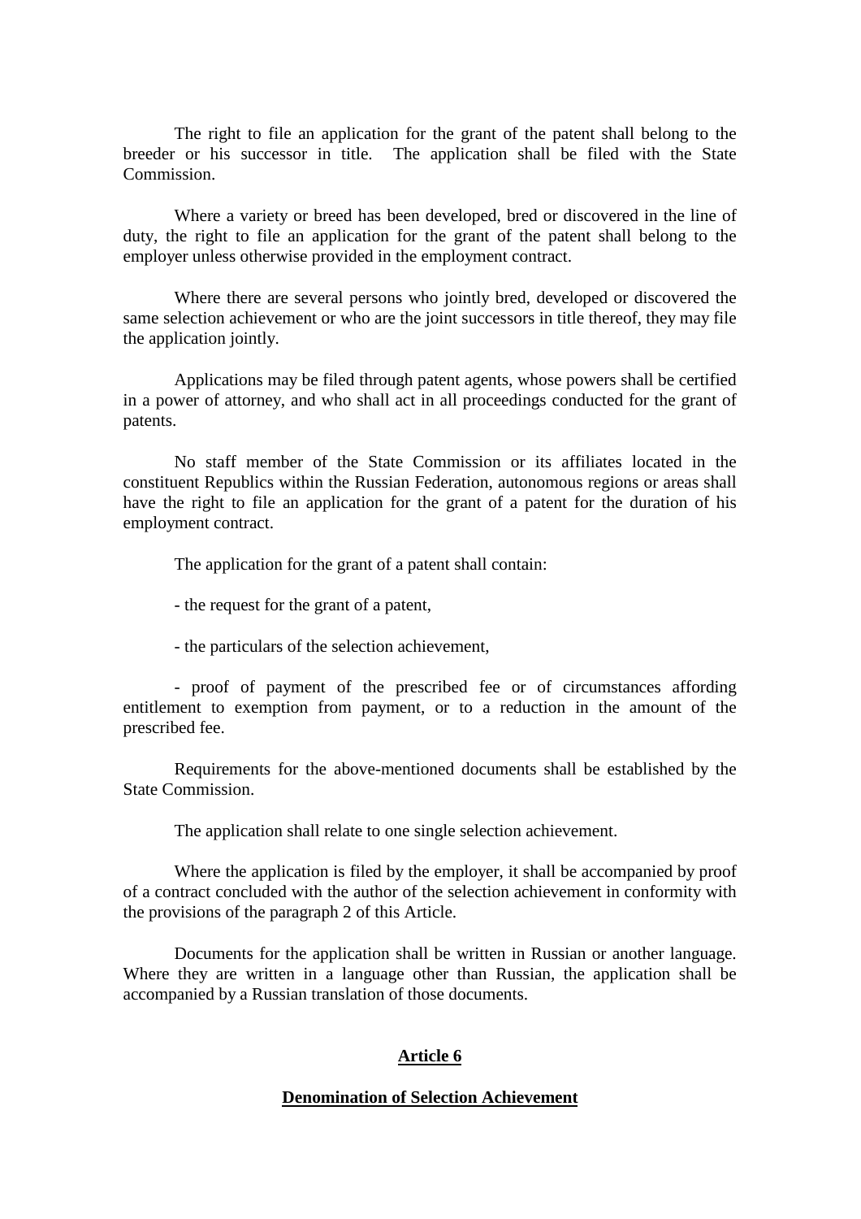The right to file an application for the grant of the patent shall belong to the breeder or his successor in title. The application shall be filed with the State Commission.

Where a variety or breed has been developed, bred or discovered in the line of duty, the right to file an application for the grant of the patent shall belong to the employer unless otherwise provided in the employment contract.

Where there are several persons who jointly bred, developed or discovered the same selection achievement or who are the joint successors in title thereof, they may file the application jointly.

Applications may be filed through patent agents, whose powers shall be certified in a power of attorney, and who shall act in all proceedings conducted for the grant of patents.

No staff member of the State Commission or its affiliates located in the constituent Republics within the Russian Federation, autonomous regions or areas shall have the right to file an application for the grant of a patent for the duration of his employment contract.

The application for the grant of a patent shall contain:

- the request for the grant of a patent,

- the particulars of the selection achievement,

- proof of payment of the prescribed fee or of circumstances affording entitlement to exemption from payment, or to a reduction in the amount of the prescribed fee.

Requirements for the above-mentioned documents shall be established by the State Commission.

The application shall relate to one single selection achievement.

Where the application is filed by the employer, it shall be accompanied by proof of a contract concluded with the author of the selection achievement in conformity with the provisions of the paragraph 2 of this Article.

Documents for the application shall be written in Russian or another language. Where they are written in a language other than Russian, the application shall be accompanied by a Russian translation of those documents.

## Article 6

## Denomination of Selection Achievement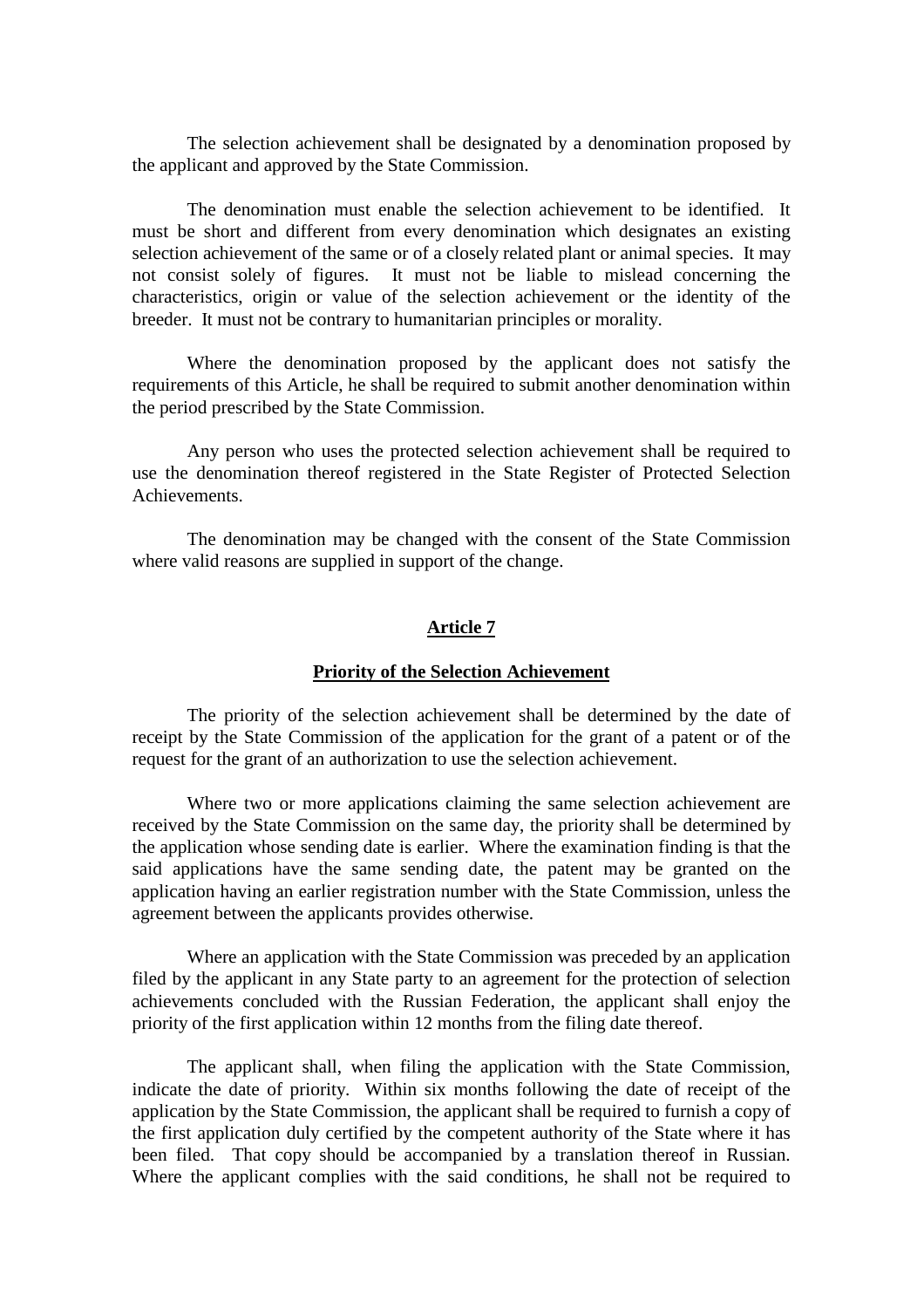The selection achievement shall be designated by a denomination proposed by the applicant and approved by the State Commission.

The denomination must enable the selection achievement to be identified. It must be short and different from every denomination which designates an existing selection achievement of the same or of a closely related plant or animal species. It may not consist solely of figures. It must not be liable to mislead concerning the characteristics, origin or value of the selection achievement or the identity of the breeder. It must not be contrary to humanitarian principles or morality.

Where the denomination proposed by the applicant does not satisfy the requirements of this Article, he shall be required to submit another denomination within the period prescribed by the State Commission.

Any person who uses the protected selection achievement shall be required to use the denomination thereof registered in the State Register of Protected Selection Achievements.

The denomination may be changed with the consent of the State Commission where valid reasons are supplied in support of the change.

## Article 7

### Priority of the Selection Achievement

The priority of the selection achievement shall be determined by the date of receipt by the State Commission of the application for the grant of a patent or of the request for the grant of an authorization to use the selection achievement.

Where two or more applications claiming the same selection achievement are received by the State Commission on the same day, the priority shall be determined by the application whose sending date is earlier. Where the examination finding is that the said applications have the same sending date, the patent may be granted on the application having an earlier registration number with the State Commission, unless the agreement between the applicants provides otherwise.

Where an application with the State Commission was preceded by an application filed by the applicant in any State party to an agreement for the protection of selection achievements concluded with the Russian Federation, the applicant shall enjoy the priority of the first application within 12 months from the filing date thereof.

The applicant shall, when filing the application with the State Commission, indicate the date of priority. Within six months following the date of receipt of the application by the State Commission, the applicant shall be required to furnish a copy of the first application duly certified by the competent authority of the State where it has been filed. That copy should be accompanied by a translation thereof in Russian. Where the applicant complies with the said conditions, he shall not be required to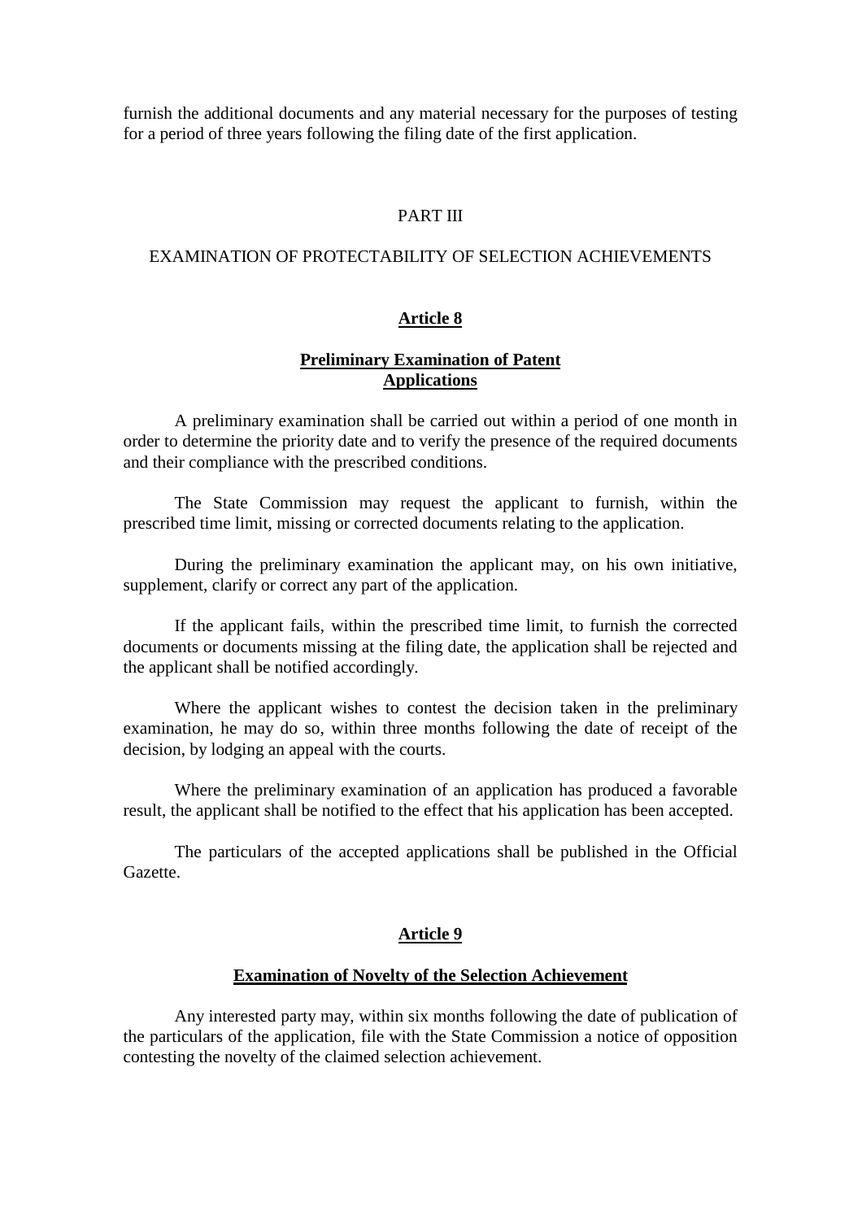furnish the additional documents and any material necessary for the purposes of testing for a period of three years following the filing date of the first application.

## PART III

## EXAMINATION OF PROTECTABILITY OF SELECTION ACHIEVEMENTS

### Article 8

### Preliminary Examination of Patent Applications

A preliminary examination shall be carried out within a period of one month in order to determine the priority date and to verify the presence of the required documents and their compliance with the prescribed conditions.

The State Commission may request the applicant to furnish, within the prescribed time limit, missing or corrected documents relating to the application.

During the preliminary examination the applicant may, on his own initiative, supplement, clarify or correct any part of the application.

If the applicant fails, within the prescribed time limit, to furnish the corrected documents or documents missing at the filing date, the application shall be rejected and the applicant shall be notified accordingly.

Where the applicant wishes to contest the decision taken in the preliminary examination, he may do so, within three months following the date of receipt of the decision, by lodging an appeal with the courts.

Where the preliminary examination of an application has produced a favorable result, the applicant shall be notified to the effect that his application has been accepted.

The particulars of the accepted applications shall be published in the Official Gazette.

### Article 9

### Examination of Novelty of the Selection Achievement

Any interested party may, within six months following the date of publication of the particulars of the application, file with the State Commission a notice of opposition contesting the novelty of the claimed selection achievement.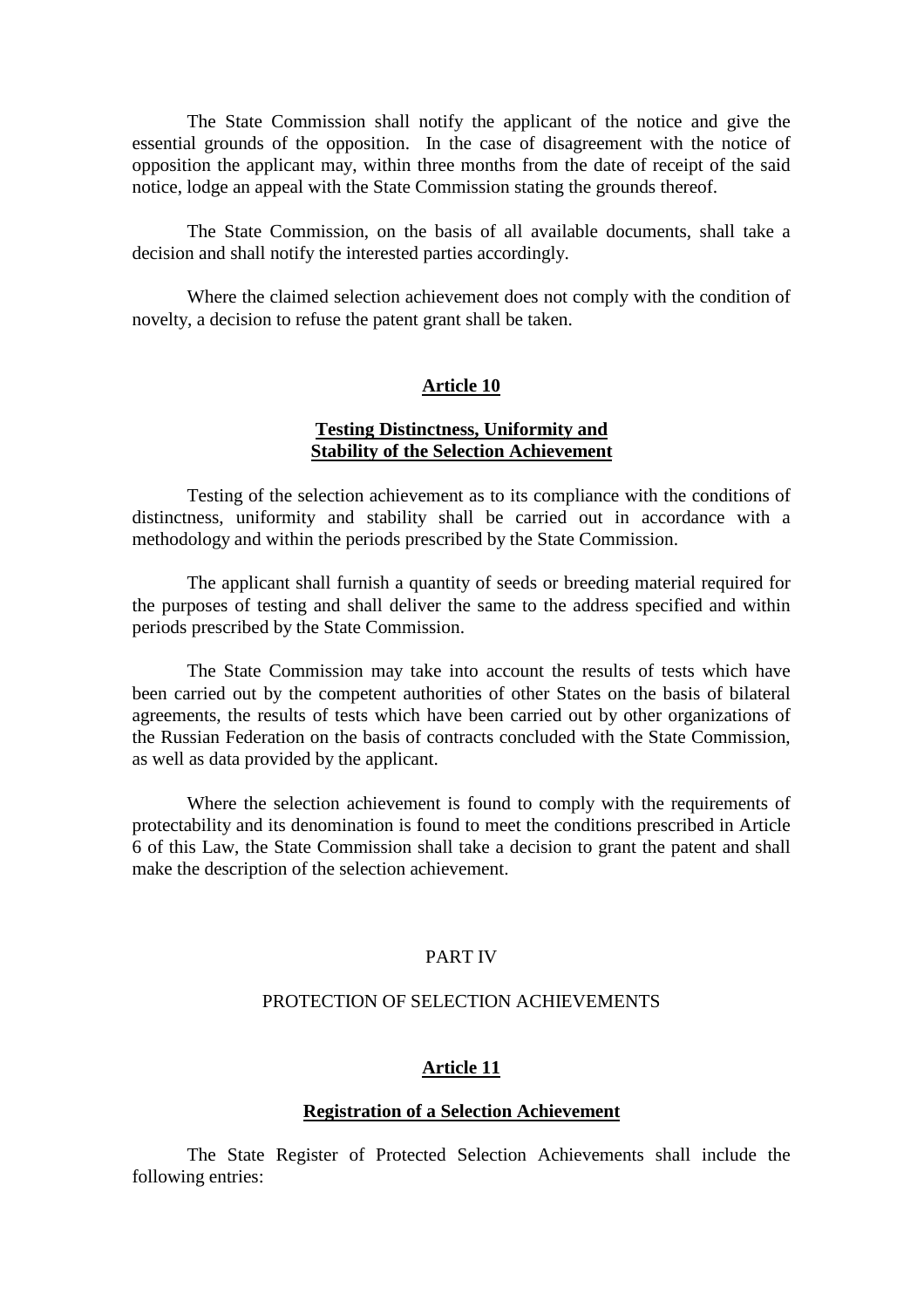The State Commission shall notify the applicant of the notice and give the essential grounds of the opposition. In the case of disagreement with the notice of opposition the applicant may, within three months from the date of receipt of the said notice, lodge an appeal with the State Commission stating the grounds thereof.

The State Commission, on the basis of all available documents, shall take a decision and shall notify the interested parties accordingly.

Where the claimed selection achievement does not comply with the condition of novelty, a decision to refuse the patent grant shall be taken.

## Article 10

### Testing Distinctness, Uniformity and Stability of the Selection Achievement

Testing of the selection achievement as to its compliance with the conditions of distinctness, uniformity and stability shall be carried out in accordance with a methodology and within the periods prescribed by the State Commission.

The applicant shall furnish a quantity of seeds or breeding material required for the purposes of testing and shall deliver the same to the address specified and within periods prescribed by the State Commission.

The State Commission may take into account the results of tests which have been carried out by the competent authorities of other States on the basis of bilateral agreements, the results of tests which have been carried out by other organizations of the Russian Federation on the basis of contracts concluded with the State Commission, as well as data provided by the applicant.

Where the selection achievement is found to comply with the requirements of protectability and its denomination is found to meet the conditions prescribed in Article 6 of this Law, the State Commission shall take a decision to grant the patent and shall make the description of the selection achievement.

# PART IV

# PROTECTION OF SELECTION ACHIEVEMENTS

## Article 11

### Registration of a Selection Achievement

The State Register of Protected Selection Achievements shall include the following entries: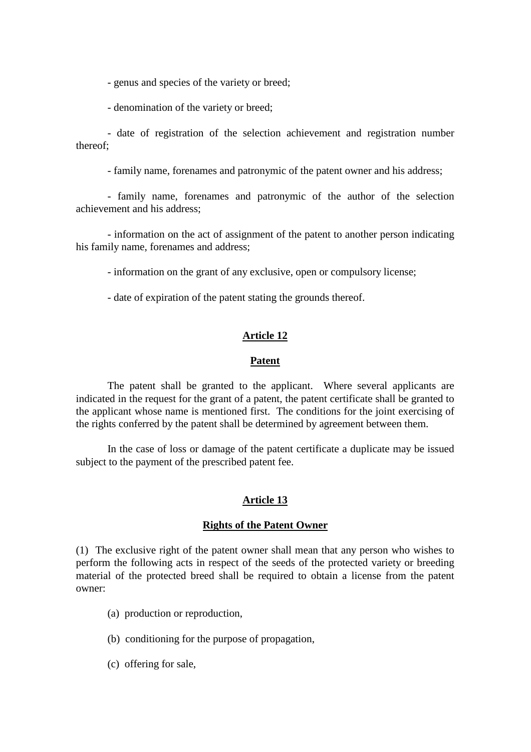- genus and species of the variety or breed;

- denomination of the variety or breed;

- date of registration of the selection achievement and registration number thereof;

- family name, forenames and patronymic of the patent owner and his address;

- family name, forenames and patronymic of the author of the selection achievement and his address;

- information on the act of assignment of the patent to another person indicating his family name, forenames and address;

- information on the grant of any exclusive, open or compulsory license;

- date of expiration of the patent stating the grounds thereof.

## Article 12

### Patent

The patent shall be granted to the applicant. Where several applicants are indicated in the request for the grant of a patent, the patent certificate shall be granted to the applicant whose name is mentioned first. The conditions for the joint exercising of the rights conferred by the patent shall be determined by agreement between them.

In the case of loss or damage of the patent certificate a duplicate may be issued subject to the payment of the prescribed patent fee.

## Article 13

### Rights of the Patent Owner

(1) The exclusive right of the patent owner shall mean that any person who wishes to perform the following acts in respect of the seeds of the protected variety or breeding material of the protected breed shall be required to obtain a license from the patent owner:

(a) production or reproduction,

(b) conditioning for the purpose of propagation,

(c) offering for sale,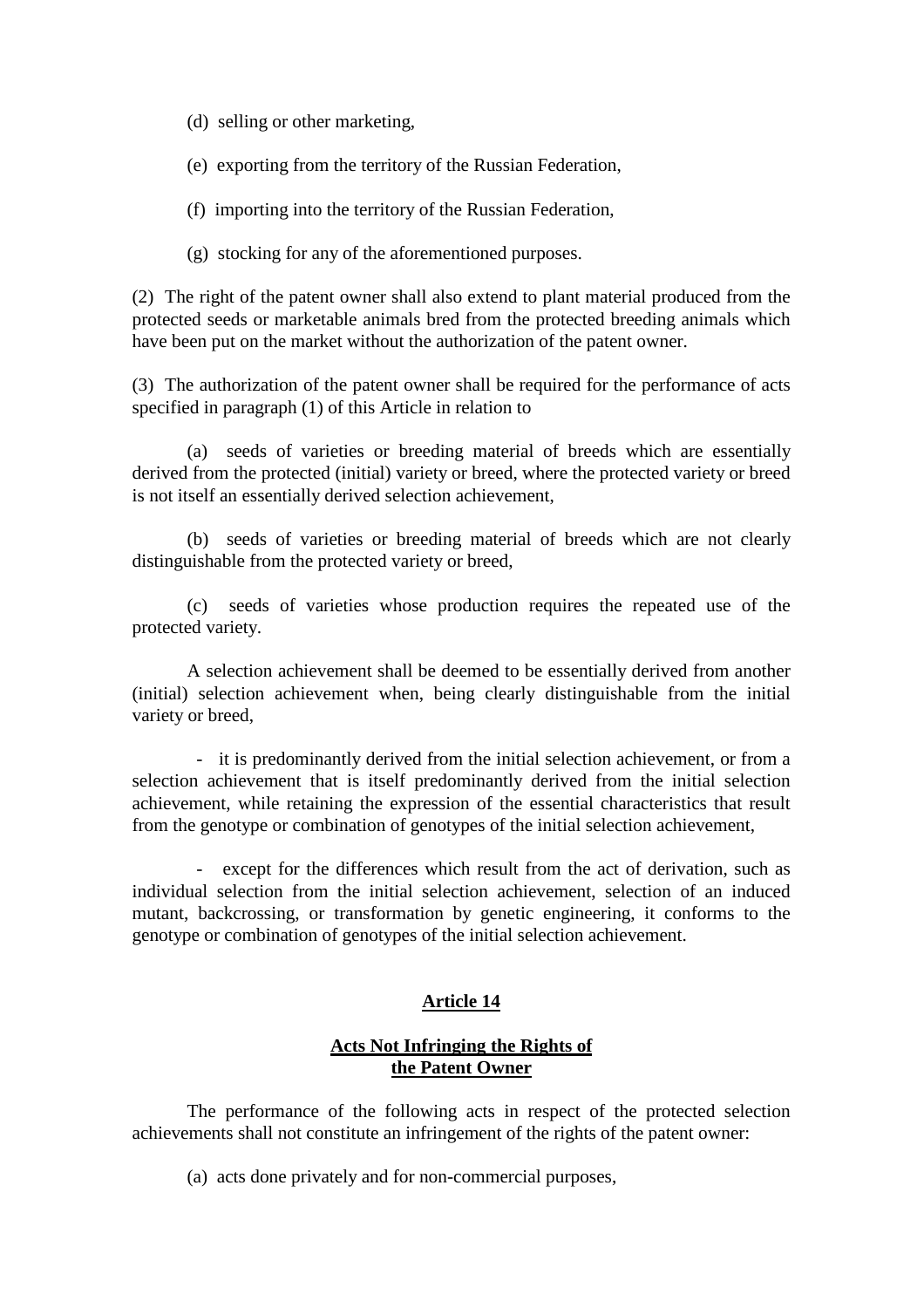(d) selling or other marketing,

(e) exporting from the territory of the Russian Federation,

(f) importing into the territory of the Russian Federation,

(g) stocking for any of the aforementioned purposes.

(2) The right of the patent owner shall also extend to plant material produced from the protected seeds or marketable animals bred from the protected breeding animals which have been put on the market without the authorization of the patent owner.

(3) The authorization of the patent owner shall be required for the performance of acts specified in paragraph (1) of this Article in relation to

(a) seeds of varieties or breeding material of breeds which are essentially derived from the protected (initial) variety or breed, where the protected variety or breed is not itself an essentially derived selection achievement,

(b) seeds of varieties or breeding material of breeds which are not clearly distinguishable from the protected variety or breed,

(c) seeds of varieties whose production requires the repeated use of the protected variety.

A selection achievement shall be deemed to be essentially derived from another (initial) selection achievement when, being clearly distinguishable from the initial variety or breed,

- it is predominantly derived from the initial selection achievement, or from a selection achievement that is itself predominantly derived from the initial selection achievement, while retaining the expression of the essential characteristics that result from the genotype or combination of genotypes of the initial selection achievement,

- except for the differences which result from the act of derivation, such as individual selection from the initial selection achievement, selection of an induced mutant, backcrossing, or transformation by genetic engineering, it conforms to the genotype or combination of genotypes of the initial selection achievement.

## Article 14

### Acts Not Infringing the Rights of the Patent Owner

The performance of the following acts in respect of the protected selection achievements shall not constitute an infringement of the rights of the patent owner:

(a) acts done privately and for non-commercial purposes,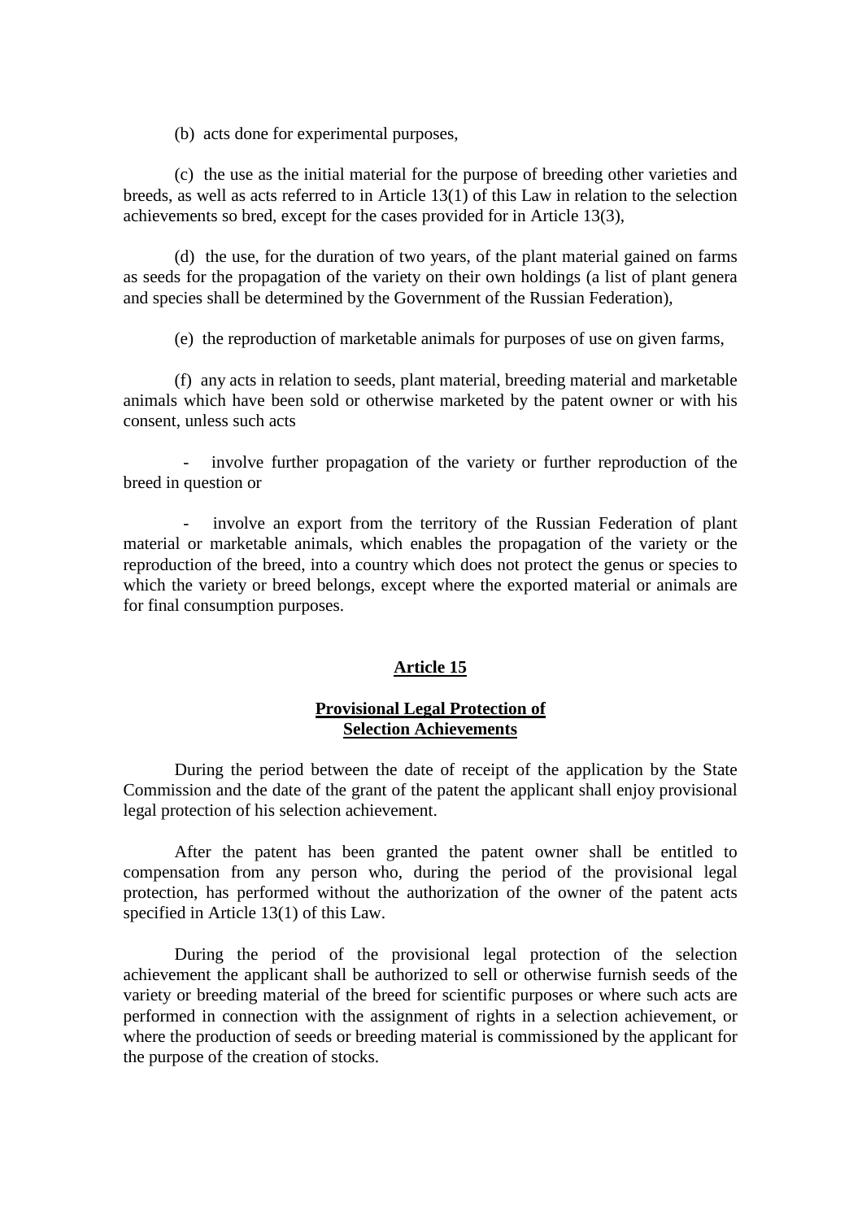(b) acts done for experimental purposes,

(c) the use as the initial material for the purpose of breeding other varieties and breeds, as well as acts referred to in Article 13(1) of this Law in relation to the selection achievements so bred, except for the cases provided for in Article 13(3),

(d) the use, for the duration of two years, of the plant material gained on farms as seeds for the propagation of the variety on their own holdings (a list of plant genera and species shall be determined by the Government of the Russian Federation),

(e) the reproduction of marketable animals for purposes of use on given farms,

(f) any acts in relation to seeds, plant material, breeding material and marketable animals which have been sold or otherwise marketed by the patent owner or with his consent, unless such acts

- involve further propagation of the variety or further reproduction of the breed in question or

- involve an export from the territory of the Russian Federation of plant material or marketable animals, which enables the propagation of the variety or the reproduction of the breed, into a country which does not protect the genus or species to which the variety or breed belongs, except where the exported material or animals are for final consumption purposes.

## Article 15

### Provisional Legal Protection of Selection Achievements

During the period between the date of receipt of the application by the State Commission and the date of the grant of the patent the applicant shall enjoy provisional legal protection of his selection achievement.

After the patent has been granted the patent owner shall be entitled to compensation from any person who, during the period of the provisional legal protection, has performed without the authorization of the owner of the patent acts specified in Article 13(1) of this Law.

During the period of the provisional legal protection of the selection achievement the applicant shall be authorized to sell or otherwise furnish seeds of the variety or breeding material of the breed for scientific purposes or where such acts are performed in connection with the assignment of rights in a selection achievement, or where the production of seeds or breeding material is commissioned by the applicant for the purpose of the creation of stocks.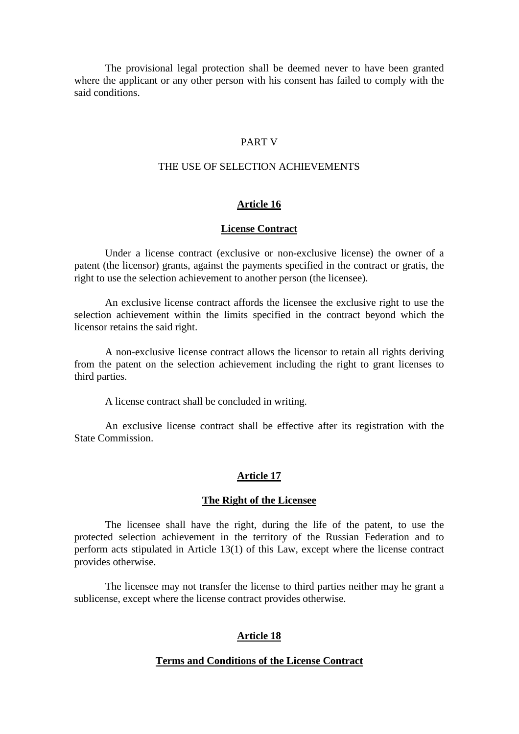The provisional legal protection shall be deemed never to have been granted where the applicant or any other person with his consent has failed to comply with the said conditions.

## PART V

## THE USE OF SELECTION ACHIEVEMENTS

### Article 16

### License Contract

Under a license contract (exclusive or non-exclusive license) the owner of a patent (the licensor) grants, against the payments specified in the contract or gratis, the right to use the selection achievement to another person (the licensee).

An exclusive license contract affords the licensee the exclusive right to use the selection achievement within the limits specified in the contract beyond which the licensor retains the said right.

A non-exclusive license contract allows the licensor to retain all rights deriving from the patent on the selection achievement including the right to grant licenses to third parties.

A license contract shall be concluded in writing.

An exclusive license contract shall be effective after its registration with the State Commission.

### Article 17

### The Right of the Licensee

The licensee shall have the right, during the life of the patent, to use the protected selection achievement in the territory of the Russian Federation and to perform acts stipulated in Article 13(1) of this Law, except where the license contract provides otherwise.

The licensee may not transfer the license to third parties neither may he grant a sublicense, except where the license contract provides otherwise.

### Article 18

### Terms and Conditions of the License Contract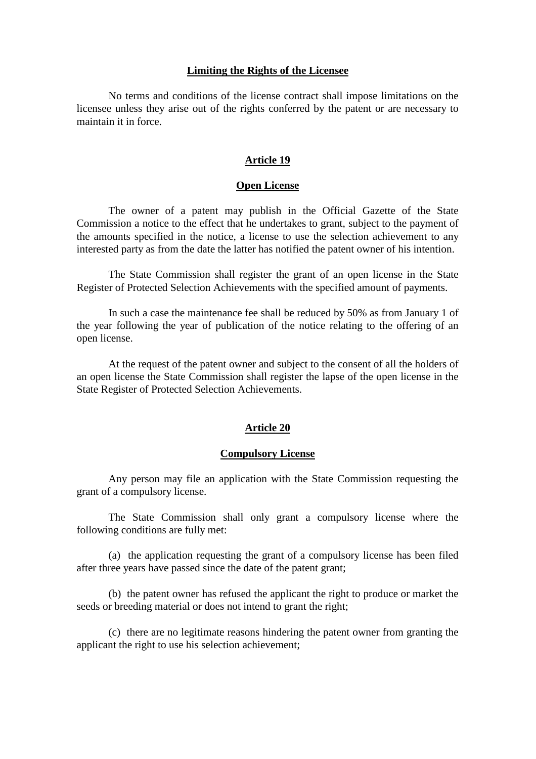### Limiting the Rights of the Licensee

No terms and conditions of the license contract shall impose limitations on the licensee unless they arise out of the rights conferred by the patent or are necessary to maintain it in force.

## Article 19

### Open License

The owner of a patent may publish in the Official Gazette of the State Commission a notice to the effect that he undertakes to grant, subject to the payment of the amounts specified in the notice, a license to use the selection achievement to any interested party as from the date the latter has notified the patent owner of his intention.

The State Commission shall register the grant of an open license in the State Register of Protected Selection Achievements with the specified amount of payments.

In such a case the maintenance fee shall be reduced by 50% as from January 1 of the year following the year of publication of the notice relating to the offering of an open license.

At the request of the patent owner and subject to the consent of all the holders of an open license the State Commission shall register the lapse of the open license in the State Register of Protected Selection Achievements.

## Article 20

### Compulsory License

Any person may file an application with the State Commission requesting the grant of a compulsory license.

The State Commission shall only grant a compulsory license where the following conditions are fully met:

(a) the application requesting the grant of a compulsory license has been filed after three years have passed since the date of the patent grant;

(b) the patent owner has refused the applicant the right to produce or market the seeds or breeding material or does not intend to grant the right;

(c) there are no legitimate reasons hindering the patent owner from granting the applicant the right to use his selection achievement;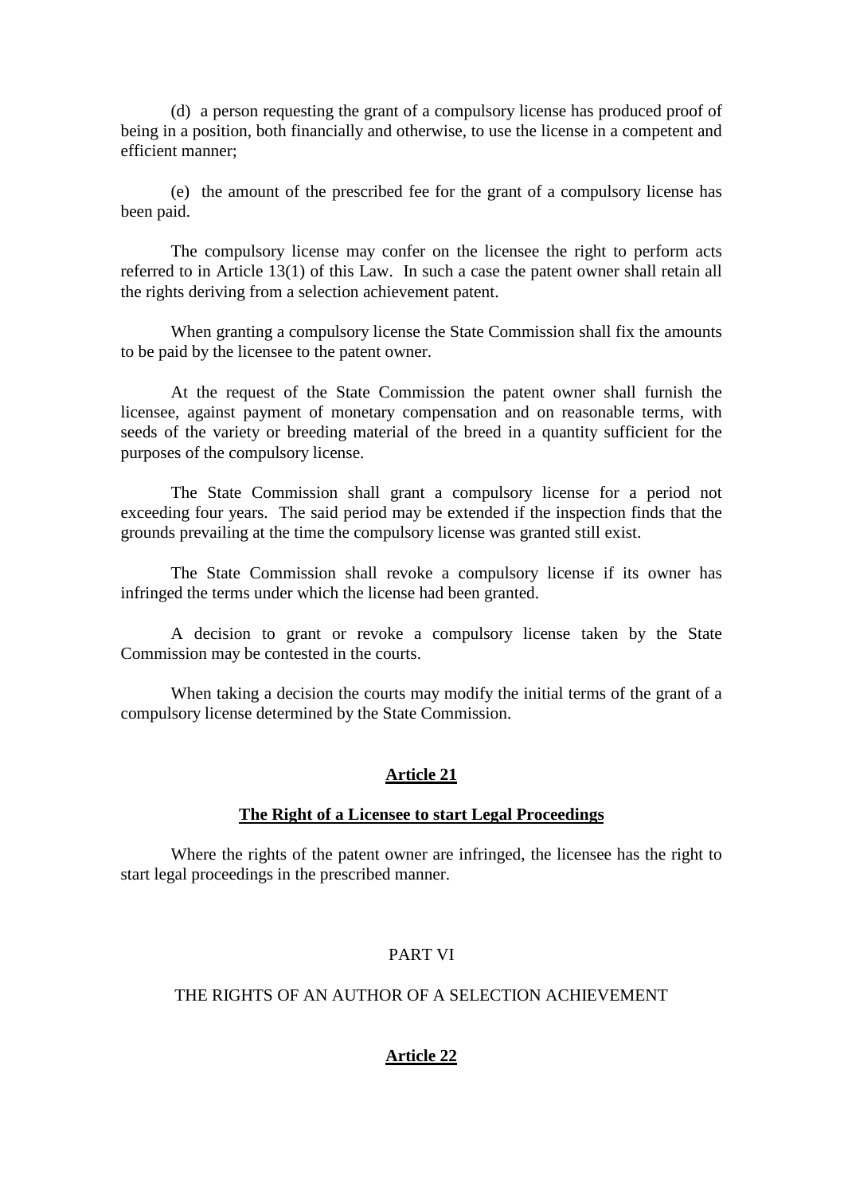(d) a person requesting the grant of a compulsory license has produced proof of being in a position, both financially and otherwise, to use the license in a competent and efficient manner;

(e) the amount of the prescribed fee for the grant of a compulsory license has been paid.

The compulsory license may confer on the licensee the right to perform acts referred to in Article 13(1) of this Law. In such a case the patent owner shall retain all the rights deriving from a selection achievement patent.

When granting a compulsory license the State Commission shall fix the amounts to be paid by the licensee to the patent owner.

At the request of the State Commission the patent owner shall furnish the licensee, against payment of monetary compensation and on reasonable terms, with seeds of the variety or breeding material of the breed in a quantity sufficient for the purposes of the compulsory license.

The State Commission shall grant a compulsory license for a period not exceeding four years. The said period may be extended if the inspection finds that the grounds prevailing at the time the compulsory license was granted still exist.

The State Commission shall revoke a compulsory license if its owner has infringed the terms under which the license had been granted.

A decision to grant or revoke a compulsory license taken by the State Commission may be contested in the courts.

When taking a decision the courts may modify the initial terms of the grant of a compulsory license determined by the State Commission.

## Article 21

### The Right of a Licensee to start Legal Proceedings

Where the rights of the patent owner are infringed, the licensee has the right to start legal proceedings in the prescribed manner.

# PART VI

# THE RIGHTS OF AN AUTHOR OF A SELECTION ACHIEVEMENT

## Article 22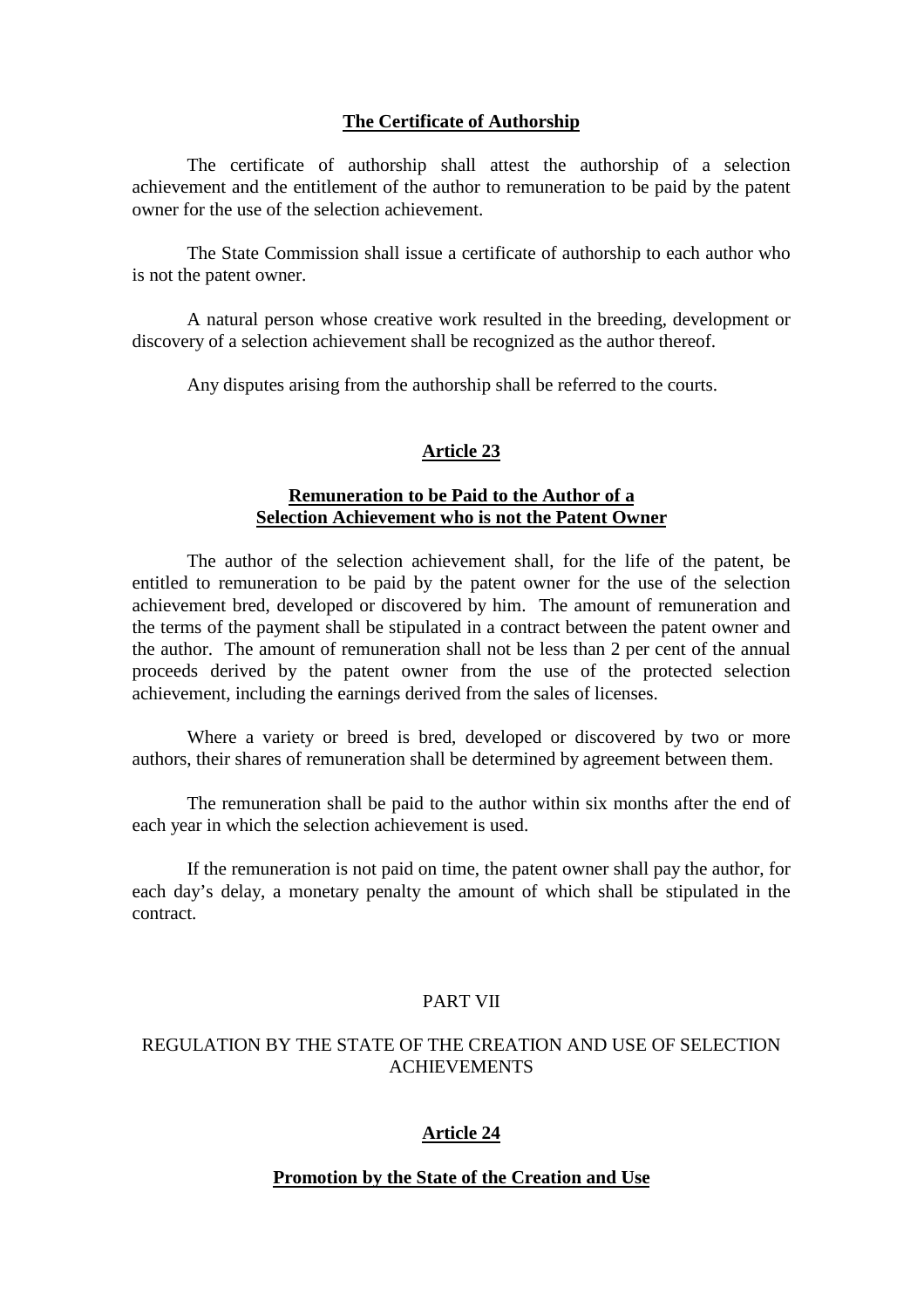**The Certificate of Authorship**

The certificate of authorship shall attest the authorship of a selection achievement and the entitlement of the author to remuneration to be paid by the patent owner for the use of the selection achievement.

The State Commission shall issue a certificate of authorship to each author who is not the patent owner.

A natural person whose creative work resulted in the breeding, development or discovery of a selection achievement shall be recognized as the author thereof.

Any disputes arising from the authorship shall be referred to the courts.

## Article 23

**Remuneration to be Paid to the Author of a Selection Achievement who is not the Patent Owner**

The author of the selection achievement shall, for the life of the patent, be entitled to remuneration to be paid by the patent owner for the use of the selection achievement bred, developed or discovered by him. The amount of remuneration and the terms of the payment shall be stipulated in a contract between the patent owner and the author. The amount of remuneration shall not be less than 2 per cent of the annual proceeds derived by the patent owner from the use of the protected selection achievement, including the earnings derived from the sales of licenses.

Where a variety or breed is bred, developed or discovered by two or more authors, their shares of remuneration shall be determined by agreement between them.

The remuneration shall be paid to the author within six months after the end of each year in which the selection achievement is used.

If the remuneration is not paid on time, the patent owner shall pay the author, for each day's delay, a monetary penalty the amount of which shall be stipulated in the contract.

# PART VII

# REGULATION BY THE STATE OF THE CREATION AND USE OF SELECTION ACHIEVEMENTS

## Article 24

**Promotion by the State of the Creation and Use**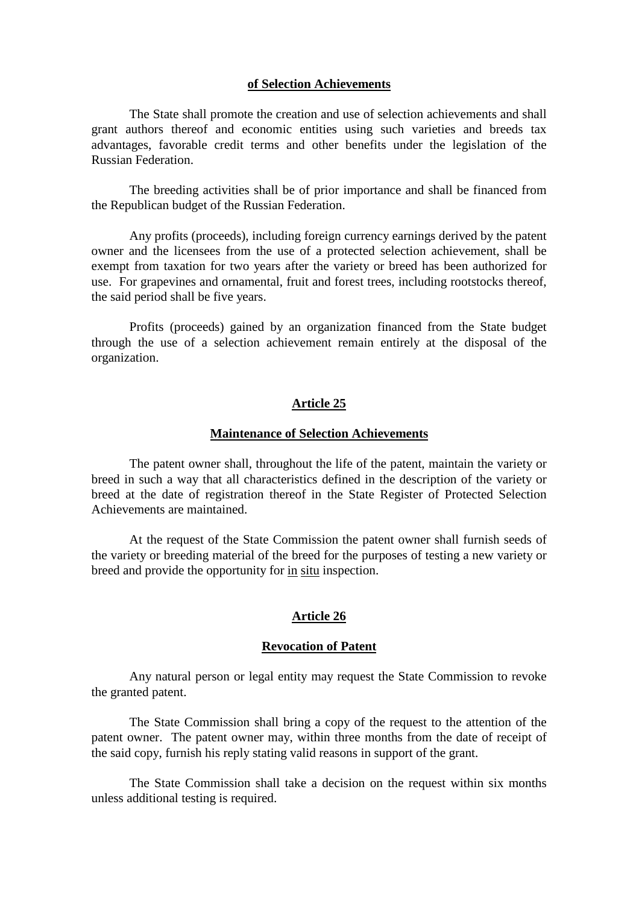**of Selection Achievements**

The State shall promote the creation and use of selection achievements and shall grant authors thereof and economic entities using such varieties and breeds tax advantages, favorable credit terms and other benefits under the legislation of the Russian Federation.

The breeding activities shall be of prior importance and shall be financed from the Republican budget of the Russian Federation.

Any profits (proceeds), including foreign currency earnings derived by the patent owner and the licensees from the use of a protected selection achievement, shall be exempt from taxation for two years after the variety or breed has been authorized for use. For grapevines and ornamental, fruit and forest trees, including rootstocks thereof, the said period shall be five years.

Profits (proceeds) gained by an organization financed from the State budget through the use of a selection achievement remain entirely at the disposal of the organization.

## Article 25

### Maintenance of Selection Achievements

The patent owner shall, throughout the life of the patent, maintain the variety or breed in such a way that all characteristics defined in the description of the variety or breed at the date of registration thereof in the State Register of Protected Selection Achievements are maintained.

At the request of the State Commission the patent owner shall furnish seeds of the variety or breeding material of the breed for the purposes of testing a new variety or breed and provide the opportunity for in situ inspection.

## Article 26

### Revocation of Patent

Any natural person or legal entity may request the State Commission to revoke the granted patent.

The State Commission shall bring a copy of the request to the attention of the patent owner. The patent owner may, within three months from the date of receipt of the said copy, furnish his reply stating valid reasons in support of the grant.

The State Commission shall take a decision on the request within six months unless additional testing is required.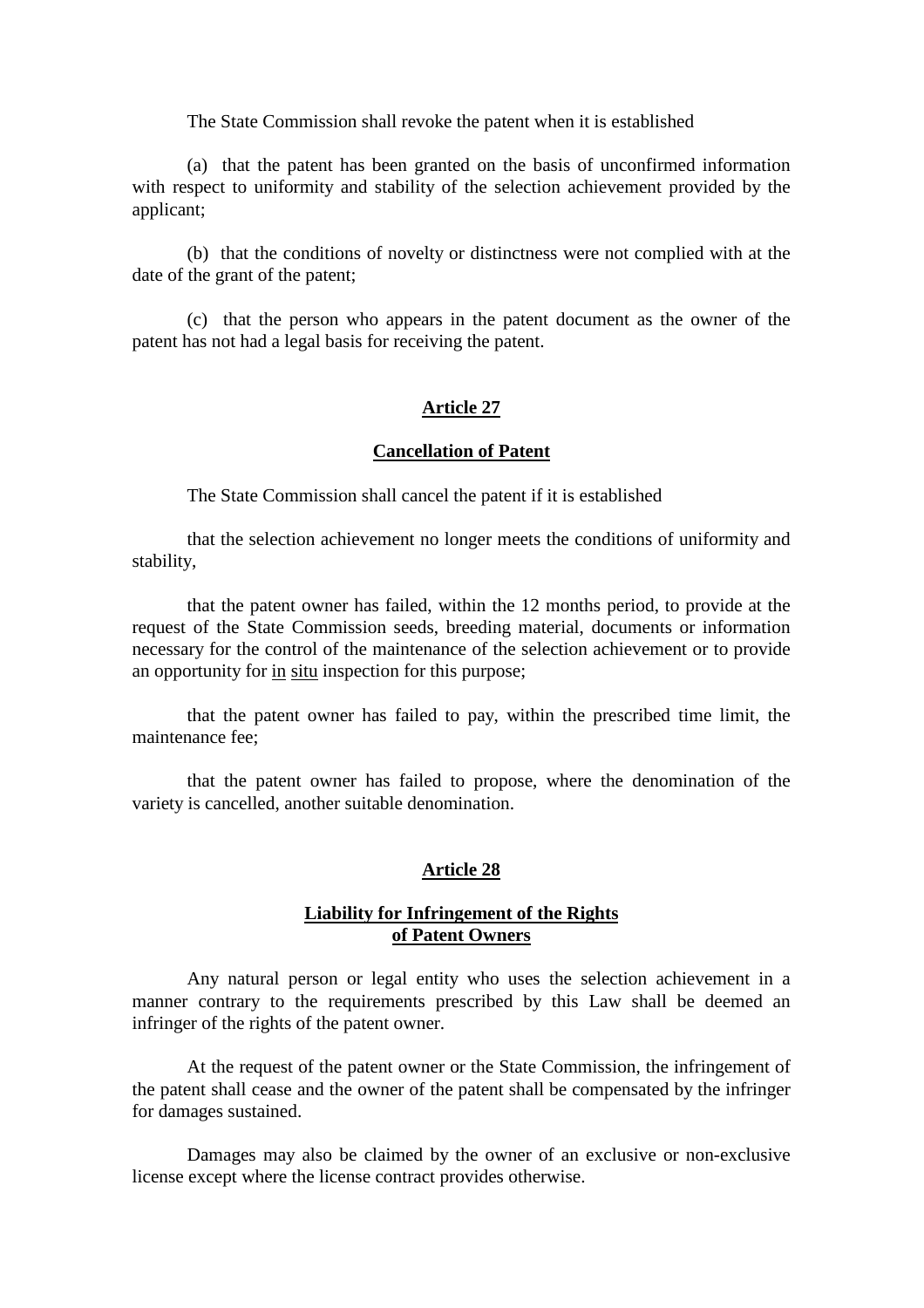The State Commission shall revoke the patent when it is established

(a) that the patent has been granted on the basis of unconfirmed information with respect to uniformity and stability of the selection achievement provided by the applicant;

(b) that the conditions of novelty or distinctness were not complied with at the date of the grant of the patent;

(c) that the person who appears in the patent document as the owner of the patent has not had a legal basis for receiving the patent.

## Article 27

## Cancellation of Patent

The State Commission shall cancel the patent if it is established

that the selection achievement no longer meets the conditions of uniformity and stability,

that the patent owner has failed, within the 12 months period, to provide at the request of the State Commission seeds, breeding material, documents or information necessary for the control of the maintenance of the selection achievement or to provide an opportunity for in situ inspection for this purpose;

that the patent owner has failed to pay, within the prescribed time limit, the maintenance fee;

that the patent owner has failed to propose, where the denomination of the variety is cancelled, another suitable denomination.

## Article 28

## Liability for Infringement of the Rights of Patent Owners

Any natural person or legal entity who uses the selection achievement in a manner contrary to the requirements prescribed by this Law shall be deemed an infringer of the rights of the patent owner.

At the request of the patent owner or the State Commission, the infringement of the patent shall cease and the owner of the patent shall be compensated by the infringer for damages sustained.

Damages may also be claimed by the owner of an exclusive or non-exclusive license except where the license contract provides otherwise.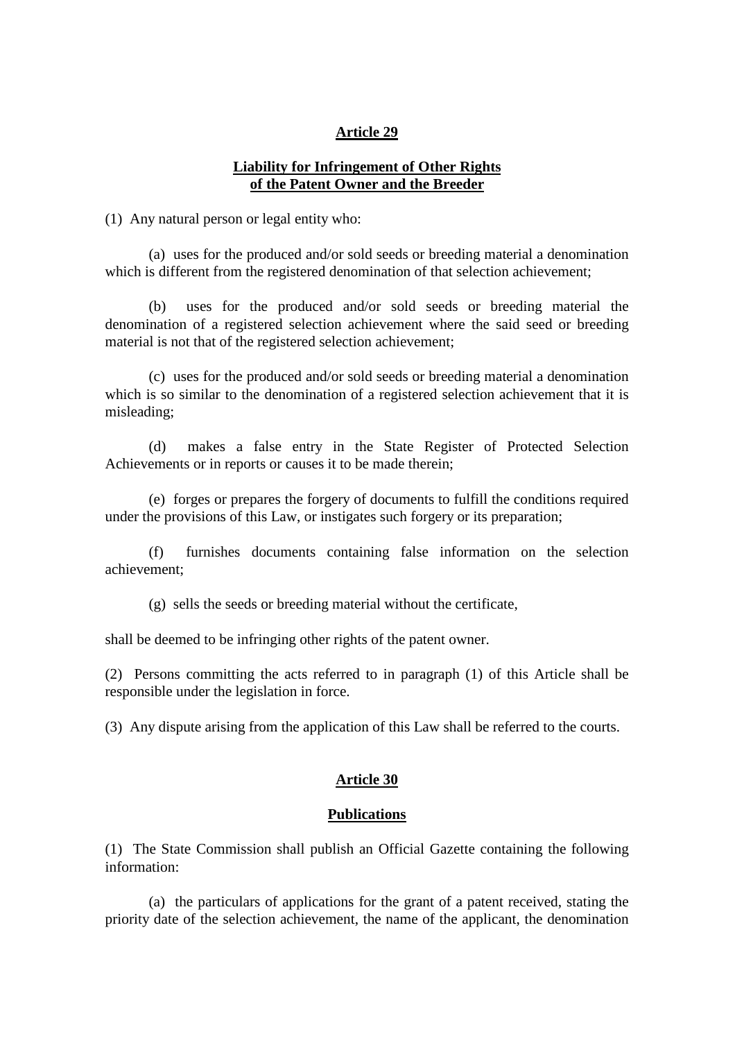## Article 29

### Liability for Infringement of Other Rights of the Patent Owner and the Breeder

(1) Any natural person or legal entity who:

(a) uses for the produced and/or sold seeds or breeding material a denomination which is different from the registered denomination of that selection achievement;

(b) uses for the produced and/or sold seeds or breeding material the denomination of a registered selection achievement where the said seed or breeding material is not that of the registered selection achievement;

(c) uses for the produced and/or sold seeds or breeding material a denomination which is so similar to the denomination of a registered selection achievement that it is misleading;

(d) makes a false entry in the State Register of Protected Selection Achievements or in reports or causes it to be made therein;

(e) forges or prepares the forgery of documents to fulfill the conditions required under the provisions of this Law, or instigates such forgery or its preparation;

(f) furnishes documents containing false information on the selection achievement;

(g) sells the seeds or breeding material without the certificate,

shall be deemed to be infringing other rights of the patent owner.

(2) Persons committing the acts referred to in paragraph (1) of this Article shall be responsible under the legislation in force.

(3) Any dispute arising from the application of this Law shall be referred to the courts.

## Article 30

### Publications

(1) The State Commission shall publish an Official Gazette containing the following information:

(a) the particulars of applications for the grant of a patent received, stating the priority date of the selection achievement, the name of the applicant, the denomination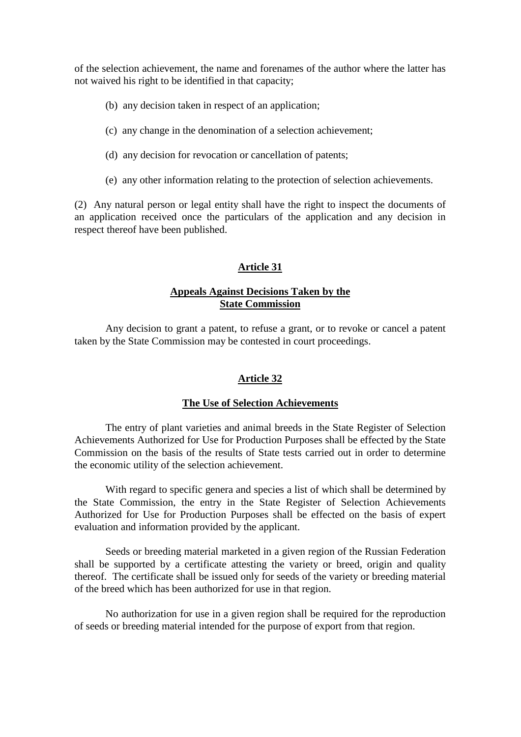of the selection achievement, the name and forenames of the author where the latter has not waived his right to be identified in that capacity;

(b) any decision taken in respect of an application;

(c) any change in the denomination of a selection achievement;

(d) any decision for revocation or cancellation of patents;

(e) any other information relating to the protection of selection achievements.

(2) Any natural person or legal entity shall have the right to inspect the documents of an application received once the particulars of the application and any decision in respect thereof have been published.

## Article 31

### Appeals Against Decisions Taken by the State Commission

Any decision to grant a patent, to refuse a grant, or to revoke or cancel a patent taken by the State Commission may be contested in court proceedings.

## Article 32

### The Use of Selection Achievements

The entry of plant varieties and animal breeds in the State Register of Selection Achievements Authorized for Use for Production Purposes shall be effected by the State Commission on the basis of the results of State tests carried out in order to determine the economic utility of the selection achievement.

With regard to specific genera and species a list of which shall be determined by the State Commission, the entry in the State Register of Selection Achievements Authorized for Use for Production Purposes shall be effected on the basis of expert evaluation and information provided by the applicant.

Seeds or breeding material marketed in a given region of the Russian Federation shall be supported by a certificate attesting the variety or breed, origin and quality thereof. The certificate shall be issued only for seeds of the variety or breeding material of the breed which has been authorized for use in that region.

No authorization for use in a given region shall be required for the reproduction of seeds or breeding material intended for the purpose of export from that region.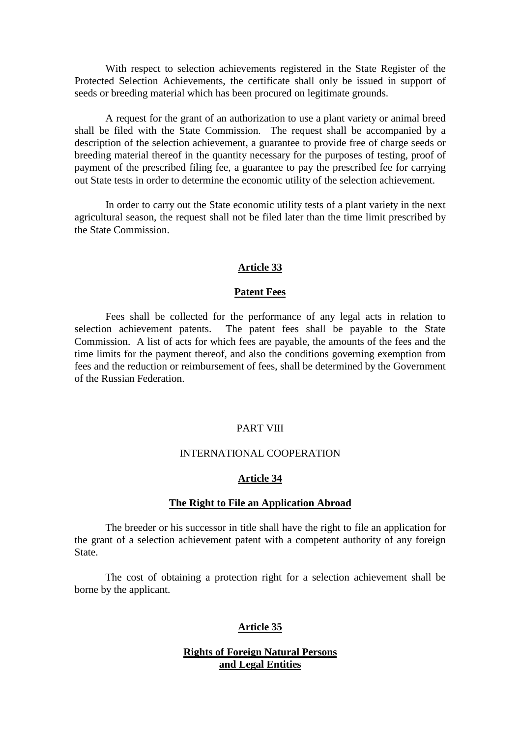With respect to selection achievements registered in the State Register of the Protected Selection Achievements, the certificate shall only be issued in support of seeds or breeding material which has been procured on legitimate grounds.

A request for the grant of an authorization to use a plant variety or animal breed shall be filed with the State Commission. The request shall be accompanied by a description of the selection achievement, a guarantee to provide free of charge seeds or breeding material thereof in the quantity necessary for the purposes of testing, proof of payment of the prescribed filing fee, a guarantee to pay the prescribed fee for carrying out State tests in order to determine the economic utility of the selection achievement.

In order to carry out the State economic utility tests of a plant variety in the next agricultural season, the request shall not be filed later than the time limit prescribed by the State Commission.

### Article 33

### Patent Fees

Fees shall be collected for the performance of any legal acts in relation to selection achievement patents. The patent fees shall be payable to the State Commission. A list of acts for which fees are payable, the amounts of the fees and the time limits for the payment thereof, and also the conditions governing exemption from fees and the reduction or reimbursement of fees, shall be determined by the Government of the Russian Federation.

## PART VIII

## INTERNATIONAL COOPERATION

### Article 34

### The Right to File an Application Abroad

The breeder or his successor in title shall have the right to file an application for the grant of a selection achievement patent with a competent authority of any foreign State.

The cost of obtaining a protection right for a selection achievement shall be borne by the applicant.

### Article 35

### Rights of Foreign Natural Persons and Legal Entities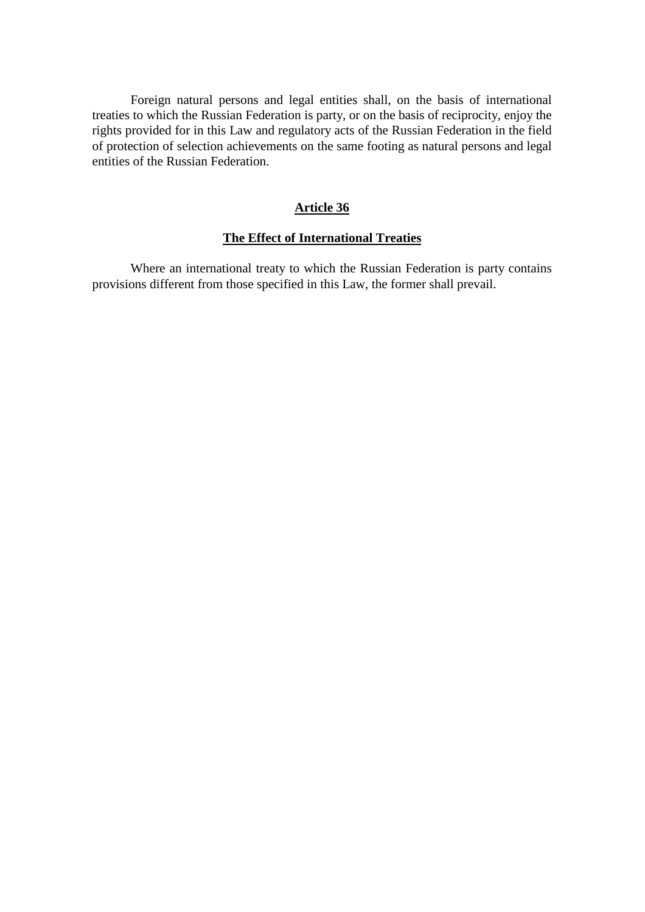Foreign natural persons and legal entities shall, on the basis of international treaties to which the Russian Federation is party, or on the basis of reciprocity, enjoy the rights provided for in this Law and regulatory acts of the Russian Federation in the field of protection of selection achievements on the same footing as natural persons and legal entities of the Russian Federation.

## Article 36

## The Effect of International Treaties

Where an international treaty to which the Russian Federation is party contains provisions different from those specified in this Law, the former shall prevail.